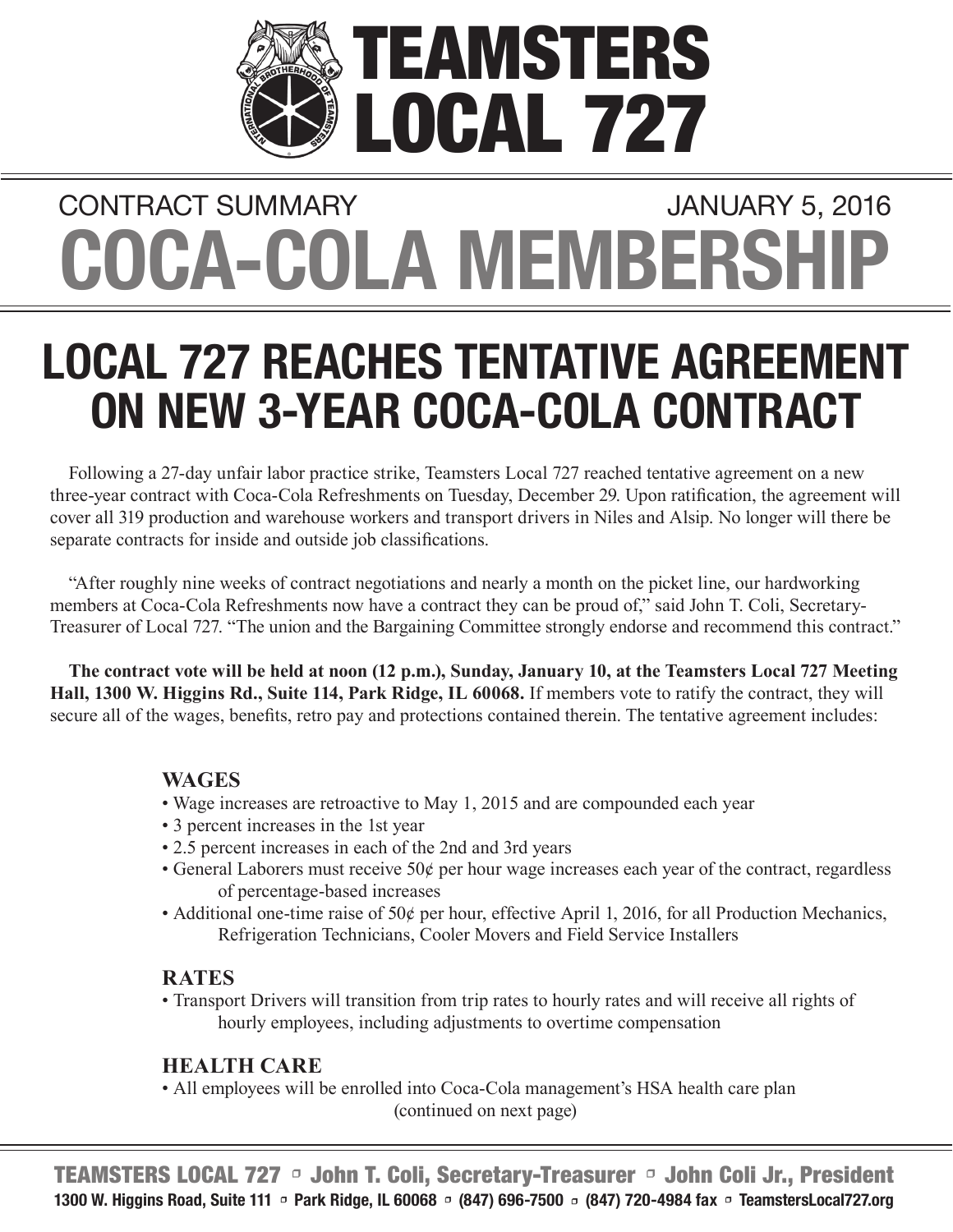# TEAMSTERS LOCAL 727

CONTRACT SUMMARY JANUARY 5, 2016

# COCA-COLA MEMBERSHIP

## LOCAL 727 REACHES TENTATIVE AGREEMENT ON NEW 3-YEAR COCA-COLA CONTRACT

Following a 27-day unfair labor practice strike, Teamsters Local 727 reached tentative agreement on a new three-year contract with Coca-Cola Refreshments on Tuesday, December 29. Upon ratification, the agreement will cover all 319 production and warehouse workers and transport drivers in Niles and Alsip. No longer will there be separate contracts for inside and outside job classifications.

"After roughly nine weeks of contract negotiations and nearly a month on the picket line, our hardworking members at Coca-Cola Refreshments now have a contract they can be proud of," said John T. Coli, Secretary-Treasurer of Local 727. "The union and the Bargaining Committee strongly endorse and recommend this contract."

**The contract vote will be held at noon (12 p.m.), Sunday, January 10, at the Teamsters Local 727 Meeting Hall, 1300 W. Higgins Rd., Suite 114, Park Ridge, IL 60068.** If members vote to ratify the contract, they will secure all of the wages, benefits, retro pay and protections contained therein. The tentative agreement includes:

### WAGES

- Wage increases are retroactive to May 1, 2015 and are compounded each year
- 3 percent increases in the 1st year
- 2.5 percent increases in each of the 2nd and 3rd years
- General Laborers must receive 50¢ per hour wage increases each year of the contract, regardless of percentage-based increases
- Additional one-time raise of 50¢ per hour, effective April 1, 2016, for all Production Mechanics, Refrigeration Technicians, Cooler Movers and Field Service Installers

### RATES

- Transport Drivers will transition from trip rates to hourly rates and will receive all rights of hourly employees, including adjustments to overtime compensation

### HEALTH CARE

- All employees will be enrolled into Coca-Cola management's HSA health care plan

(continued on next page)

TEAMSTERS LOCAL 727 ▫ John T. Coli, Secretary-Treasurer ▫ John Coli Jr., President
1300 W. Higgins Road, Suite 111 ▫ Park Ridge, IL 60068 ▫ (847) 696-7500 ▫ (847) 720-4984 fax ▫ TeamstersLocal727.org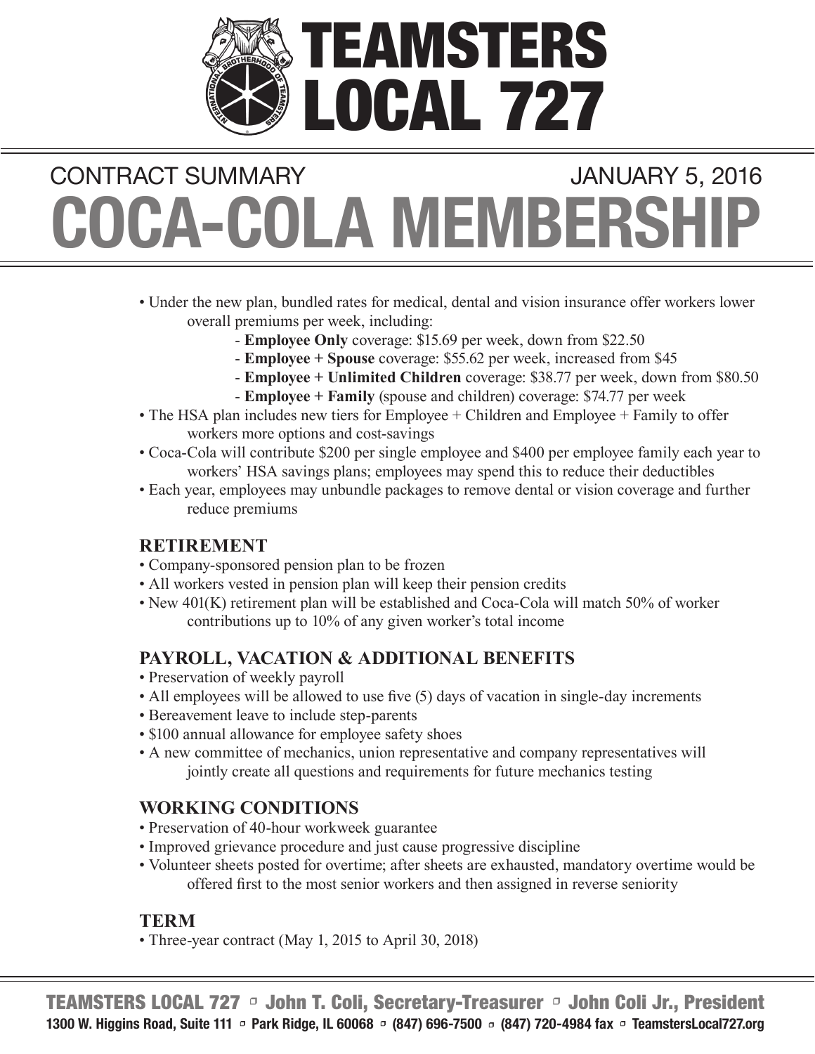# TEAMSTERS LOCAL 727

CONTRACT SUMMARY JANUARY 5, 2016

# COCA-COLA MEMBERSHIP

- Under the new plan, bundled rates for medical, dental and vision insurance offer workers lower overall premiums per week, including:
  - **Employee Only** coverage: $15.69 per week, down from $22.50
  - **Employee + Spouse** coverage: $55.62 per week, increased from $45
  - **Employee + Unlimited Children** coverage: $38.77 per week, down from $80.50
  - **Employee + Family** (spouse and children) coverage: $74.77 per week
- The HSA plan includes new tiers for Employee + Children and Employee + Family to offer workers more options and cost-savings
- Coca-Cola will contribute $200 per single employee and $400 per employee family each year to workers' HSA savings plans; employees may spend this to reduce their deductibles
- Each year, employees may unbundle packages to remove dental or vision coverage and further reduce premiums

## RETIREMENT

- Company-sponsored pension plan to be frozen
- All workers vested in pension plan will keep their pension credits
- New 401(K) retirement plan will be established and Coca-Cola will match 50% of worker contributions up to 10% of any given worker's total income

## PAYROLL, VACATION & ADDITIONAL BENEFITS

- Preservation of weekly payroll
- All employees will be allowed to use five (5) days of vacation in single-day increments
- Bereavement leave to include step-parents
- $100 annual allowance for employee safety shoes
- A new committee of mechanics, union representative and company representatives will jointly create all questions and requirements for future mechanics testing

## WORKING CONDITIONS

- Preservation of 40-hour workweek guarantee
- Improved grievance procedure and just cause progressive discipline
- Volunteer sheets posted for overtime; after sheets are exhausted, mandatory overtime would be offered first to the most senior workers and then assigned in reverse seniority

## TERM

- Three-year contract (May 1, 2015 to April 30, 2018)

**TEAMSTERS LOCAL 727 ▫ John T. Coli, Secretary-Treasurer ▫ John Coli Jr., President**

1300 W. Higgins Road, Suite 111 ▫ Park Ridge, IL 60068 ▫ (847) 696-7500 ▫ (847) 720-4984 fax ▫ TeamstersLocal727.org